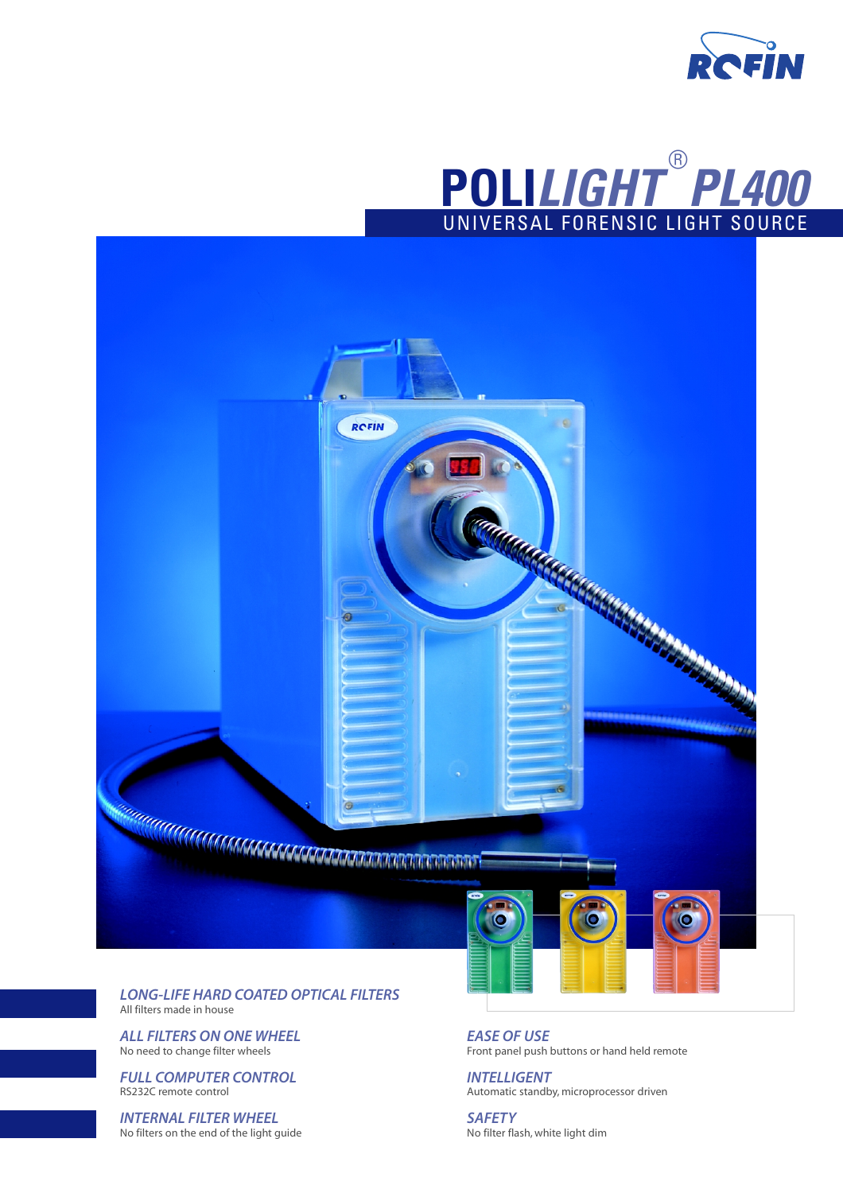# POLILIGHT® PL400

## UNIVERSAL FORENSIC LIGHT SOURCE

### LONG-LIFE HARD COATED OPTICAL FILTERS
All filters made in house

### ALL FILTERS ON ONE WHEEL
No need to change filter wheels

### FULL COMPUTER CONTROL
RS232C remote control

### INTERNAL FILTER WHEEL
No filters on the end of the light guide

### EASE OF USE
Front panel push buttons or hand held remote

### INTELLIGENT
Automatic standby, microprocessor driven

### SAFETY
No filter flash, white light dim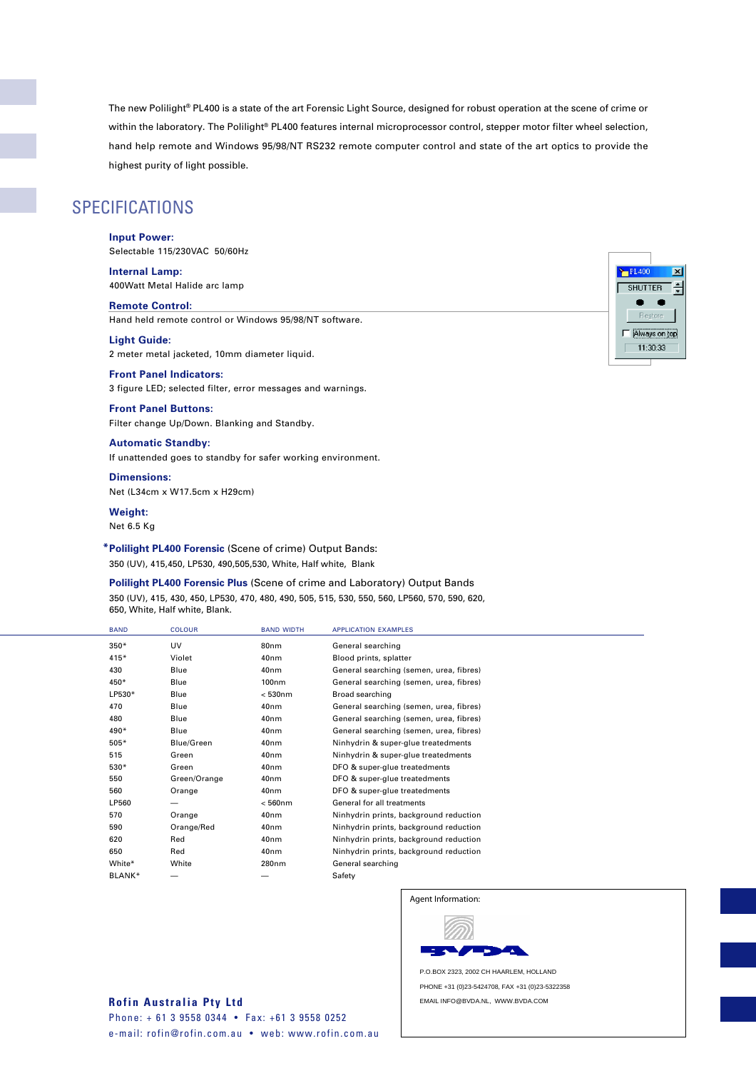The new Polilight® PL400 is a state of the art Forensic Light Source, designed for robust operation at the scene of crime or within the laboratory. The Polilight® PL400 features internal microprocessor control, stepper motor filter wheel selection, hand help remote and Windows 95/98/NT RS232 remote computer control and state of the art optics to provide the highest purity of light possible.

## SPECIFICATIONS

**Input Power:**
Selectable 115/230VAC 50/60Hz

**Internal Lamp:**
400Watt Metal Halide arc lamp

**Remote Control:**
Hand held remote control or Windows 95/98/NT software.

PL400
SHUTTER
Restore
Always on top
11:30:33

**Light Guide:**
2 meter metal jacketed, 10mm diameter liquid.

**Front Panel Indicators:**
3 figure LED; selected filter, error messages and warnings.

**Front Panel Buttons:**
Filter change Up/Down. Blanking and Standby.

**Automatic Standby:**
If unattended goes to standby for safer working environment.

**Dimensions:**
Net (L34cm x W17.5cm x H29cm)

**Weight:**
Net 6.5 Kg

***Polilight PL400 Forensic** (Scene of crime) Output Bands:
350 (UV), 415,450, LP530, 490,505,530, White, Half white, Blank

**Polilight PL400 Forensic Plus** (Scene of crime and Laboratory) Output Bands
350 (UV), 415, 430, 450, LP530, 470, 480, 490, 505, 515, 530, 550, 560, LP560, 570, 590, 620, 650, White, Half white, Blank.

| BAND | COLOUR | BAND WIDTH | APPLICATION EXAMPLES |
|---|---|---|---|
| 350* | UV | 80nm | General searching |
| 415* | Violet | 40nm | Blood prints, splatter |
| 430 | Blue | 40nm | General searching (semen, urea, fibres) |
| 450* | Blue | 100nm | General searching (semen, urea, fibres) |
| LP530* | Blue | < 530nm | Broad searching |
| 470 | Blue | 40nm | General searching (semen, urea, fibres) |
| 480 | Blue | 40nm | General searching (semen, urea, fibres) |
| 490* | Blue | 40nm | General searching (semen, urea, fibres) |
| 505* | Blue/Green | 40nm | Ninhydrin & super-glue treatedments |
| 515 | Green | 40nm | Ninhydrin & super-glue treatedments |
| 530* | Green | 40nm | DFO & super-glue treatedments |
| 550 | Green/Orange | 40nm | DFO & super-glue treatedments |
| 560 | Orange | 40nm | DFO & super-glue treatedments |
| LP560 | — | < 560nm | General for all treatments |
| 570 | Orange | 40nm | Ninhydrin prints, background reduction |
| 590 | Orange/Red | 40nm | Ninhydrin prints, background reduction |
| 620 | Red | 40nm | Ninhydrin prints, background reduction |
| 650 | Red | 40nm | Ninhydrin prints, background reduction |
| White* | White | 280nm | General searching |
| BLANK* | — | — | Safety |

Agent Information:

BVDA

P.O.BOX 2323, 2002 CH HAARLEM, HOLLAND
PHONE +31 (0)23-5424708, FAX +31 (0)23-5322358
EMAIL INFO@BVDA.NL, WWW.BVDA.COM

**Rofin Australia Pty Ltd**
Phone: + 61 3 9558 0344 • Fax: +61 3 9558 0252
e-mail: rofin@rofin.com.au • web: www.rofin.com.au